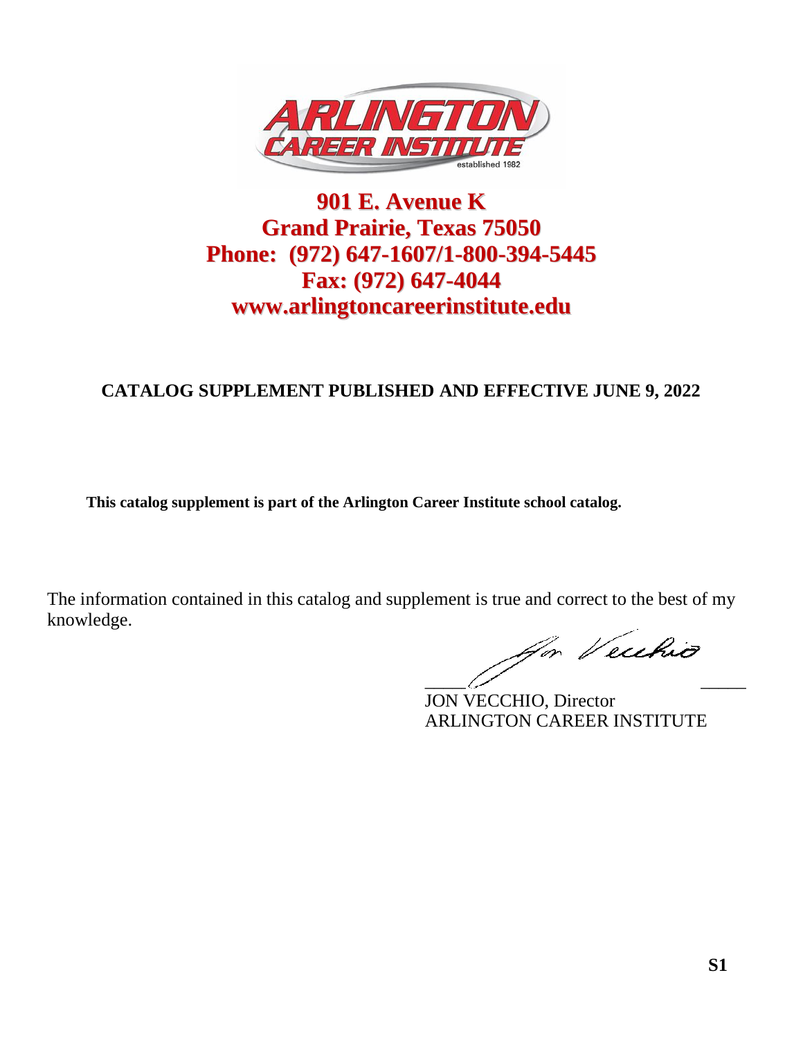# ARLINGTON CAREER INSTITUTE

established 1982

**901 E. Avenue K**
**Grand Prairie, Texas 75050**
**Phone: (972) 647-1607/1-800-394-5445**
**Fax: (972) 647-4044**
**www.arlingtoncareerinstitute.edu**

**CATALOG SUPPLEMENT PUBLISHED AND EFFECTIVE JUNE 9, 2022**

**This catalog supplement is part of the Arlington Career Institute school catalog.**

The information contained in this catalog and supplement is true and correct to the best of my knowledge.

JON VECCHIO, Director
ARLINGTON CAREER INSTITUTE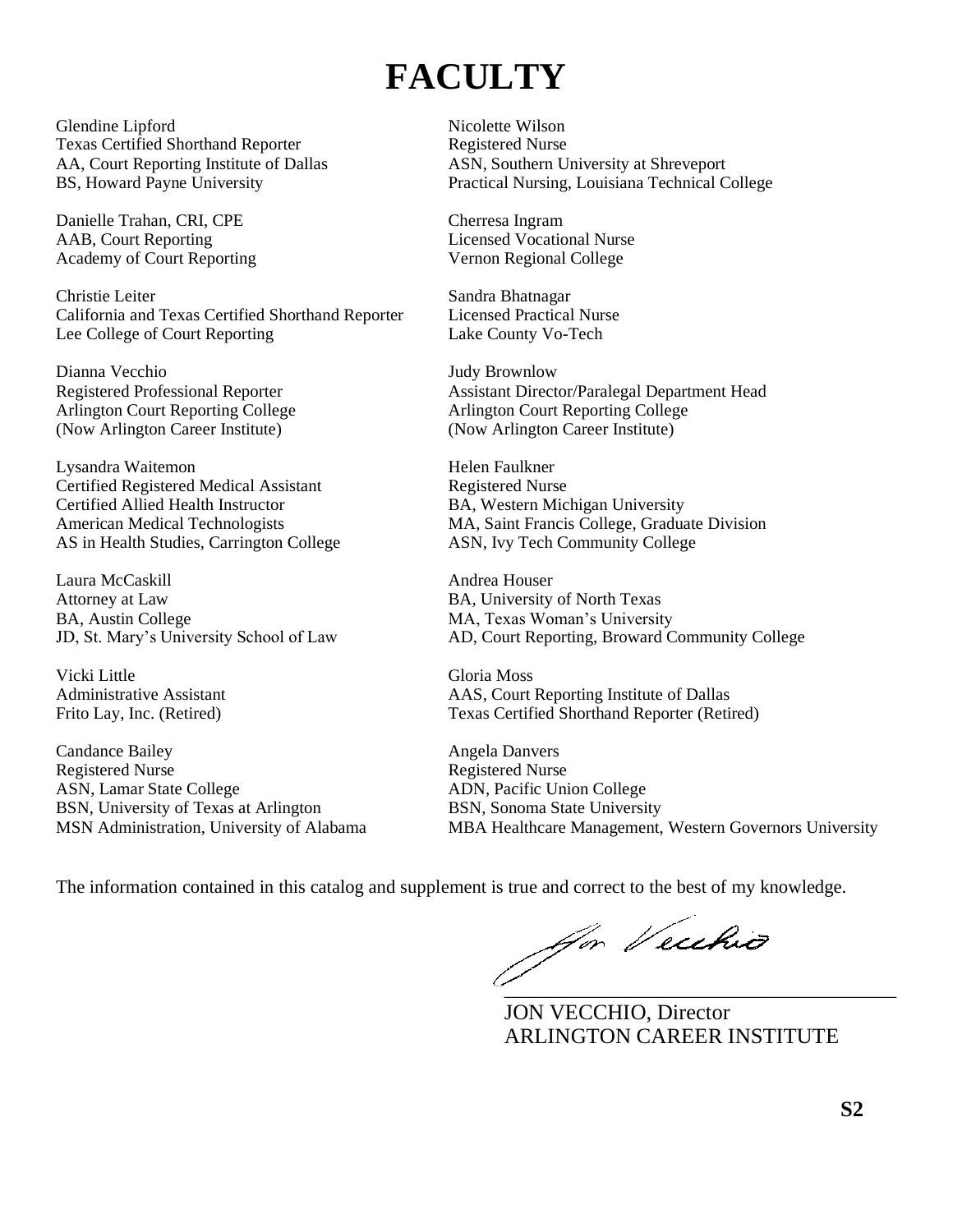# FACULTY

Glendine Lipford
Texas Certified Shorthand Reporter
AA, Court Reporting Institute of Dallas
BS, Howard Payne University

Danielle Trahan, CRI, CPE
AAB, Court Reporting
Academy of Court Reporting

Christie Leiter
California and Texas Certified Shorthand Reporter
Lee College of Court Reporting

Dianna Vecchio
Registered Professional Reporter
Arlington Court Reporting College
(Now Arlington Career Institute)

Lysandra Waitemon
Certified Registered Medical Assistant
Certified Allied Health Instructor
American Medical Technologists
AS in Health Studies, Carrington College

Laura McCaskill
Attorney at Law
BA, Austin College
JD, St. Mary's University School of Law

Vicki Little
Administrative Assistant
Frito Lay, Inc. (Retired)

Candance Bailey
Registered Nurse
ASN, Lamar State College
BSN, University of Texas at Arlington
MSN Administration, University of Alabama

Nicolette Wilson
Registered Nurse
ASN, Southern University at Shreveport
Practical Nursing, Louisiana Technical College

Cherresa Ingram
Licensed Vocational Nurse
Vernon Regional College

Sandra Bhatnagar
Licensed Practical Nurse
Lake County Vo-Tech

Judy Brownlow
Assistant Director/Paralegal Department Head
Arlington Court Reporting College
(Now Arlington Career Institute)

Helen Faulkner
Registered Nurse
BA, Western Michigan University
MA, Saint Francis College, Graduate Division
ASN, Ivy Tech Community College

Andrea Houser
BA, University of North Texas
MA, Texas Woman's University
AD, Court Reporting, Broward Community College

Gloria Moss
AAS, Court Reporting Institute of Dallas
Texas Certified Shorthand Reporter (Retired)

Angela Danvers
Registered Nurse
ADN, Pacific Union College
BSN, Sonoma State University
MBA Healthcare Management, Western Governors University

The information contained in this catalog and supplement is true and correct to the best of my knowledge.

JON VECCHIO, Director
ARLINGTON CAREER INSTITUTE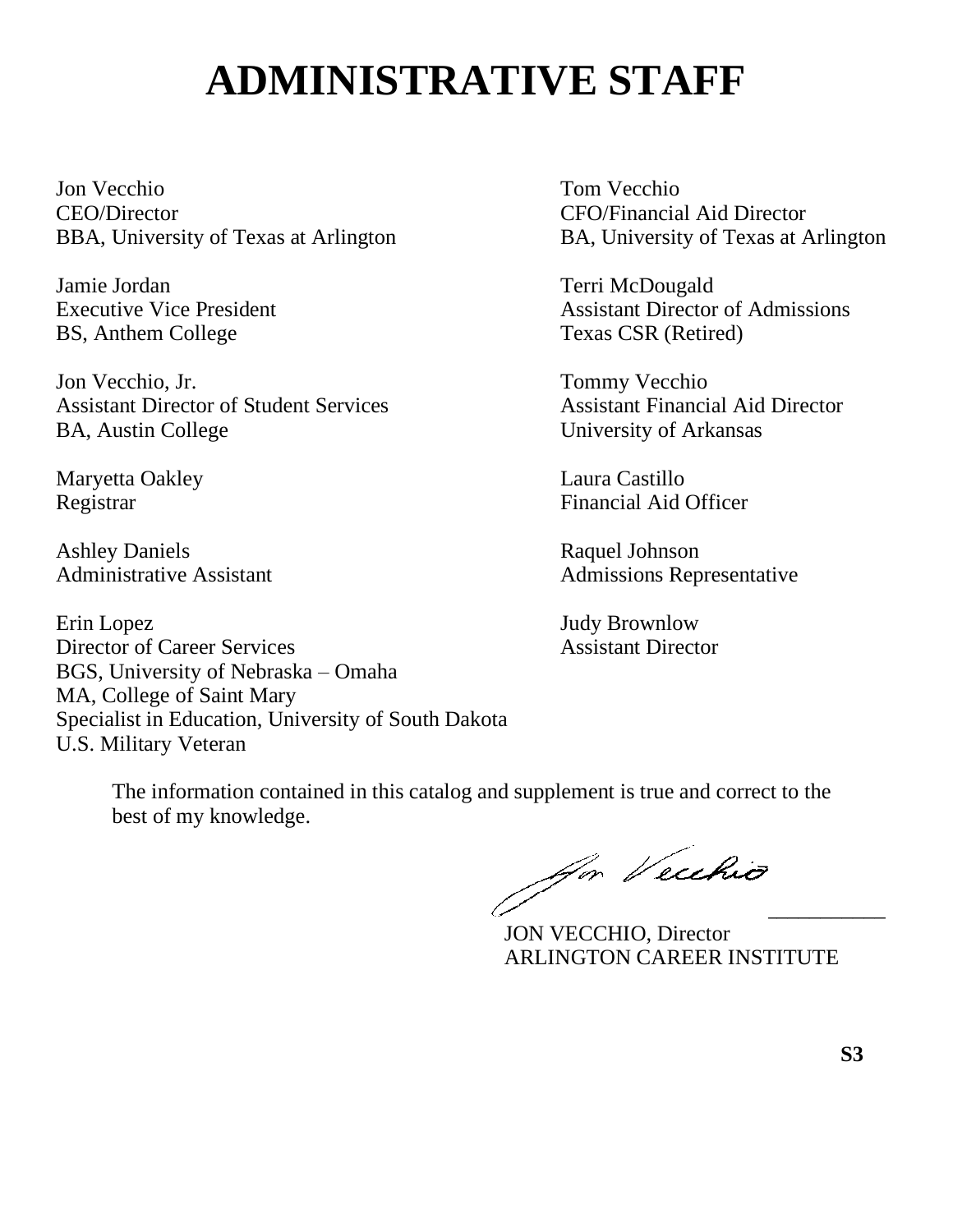# ADMINISTRATIVE STAFF

Jon Vecchio
CEO/Director
BBA, University of Texas at Arlington

Jamie Jordan
Executive Vice President
BS, Anthem College

Jon Vecchio, Jr.
Assistant Director of Student Services
BA, Austin College

Maryetta Oakley
Registrar

Ashley Daniels
Administrative Assistant

Erin Lopez
Director of Career Services
BGS, University of Nebraska – Omaha
MA, College of Saint Mary
Specialist in Education, University of South Dakota
U.S. Military Veteran

Tom Vecchio
CFO/Financial Aid Director
BA, University of Texas at Arlington

Terri McDougald
Assistant Director of Admissions
Texas CSR (Retired)

Tommy Vecchio
Assistant Financial Aid Director
University of Arkansas

Laura Castillo
Financial Aid Officer

Raquel Johnson
Admissions Representative

Judy Brownlow
Assistant Director

The information contained in this catalog and supplement is true and correct to the best of my knowledge.

JON VECCHIO, Director
ARLINGTON CAREER INSTITUTE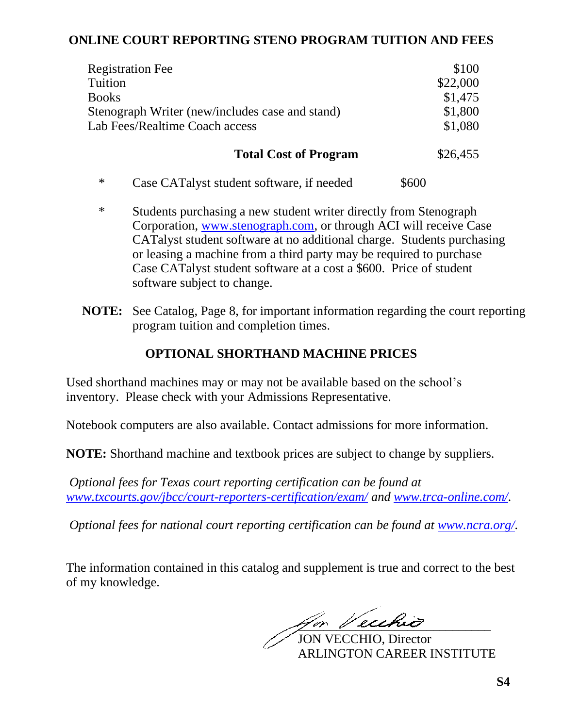## ONLINE COURT REPORTING STENO PROGRAM TUITION AND FEES

| Item | Cost |
|---|---|
| Registration Fee | $100 |
| Tuition | $22,000 |
| Books | $1,475 |
| Stenograph Writer (new/includes case and stand) | $1,800 |
| Lab Fees/Realtime Coach access | $1,080 |
| **Total Cost of Program** | $26,455 |

\* Case CATalyst student software, if needed $600

\* Students purchasing a new student writer directly from Stenograph Corporation, www.stenograph.com, or through ACI will receive Case CATalyst student software at no additional charge. Students purchasing or leasing a machine from a third party may be required to purchase Case CATalyst student software at a cost a $600. Price of student software subject to change.

**NOTE:** See Catalog, Page 8, for important information regarding the court reporting program tuition and completion times.

## OPTIONAL SHORTHAND MACHINE PRICES

Used shorthand machines may or may not be available based on the school's inventory. Please check with your Admissions Representative.

Notebook computers are also available. Contact admissions for more information.

**NOTE:** Shorthand machine and textbook prices are subject to change by suppliers.

*Optional fees for Texas court reporting certification can be found at www.txcourts.gov/jbcc/court-reporters-certification/exam/ and www.trca-online.com/.*

*Optional fees for national court reporting certification can be found at www.ncra.org/.*

The information contained in this catalog and supplement is true and correct to the best of my knowledge.

JON VECCHIO, Director
ARLINGTON CAREER INSTITUTE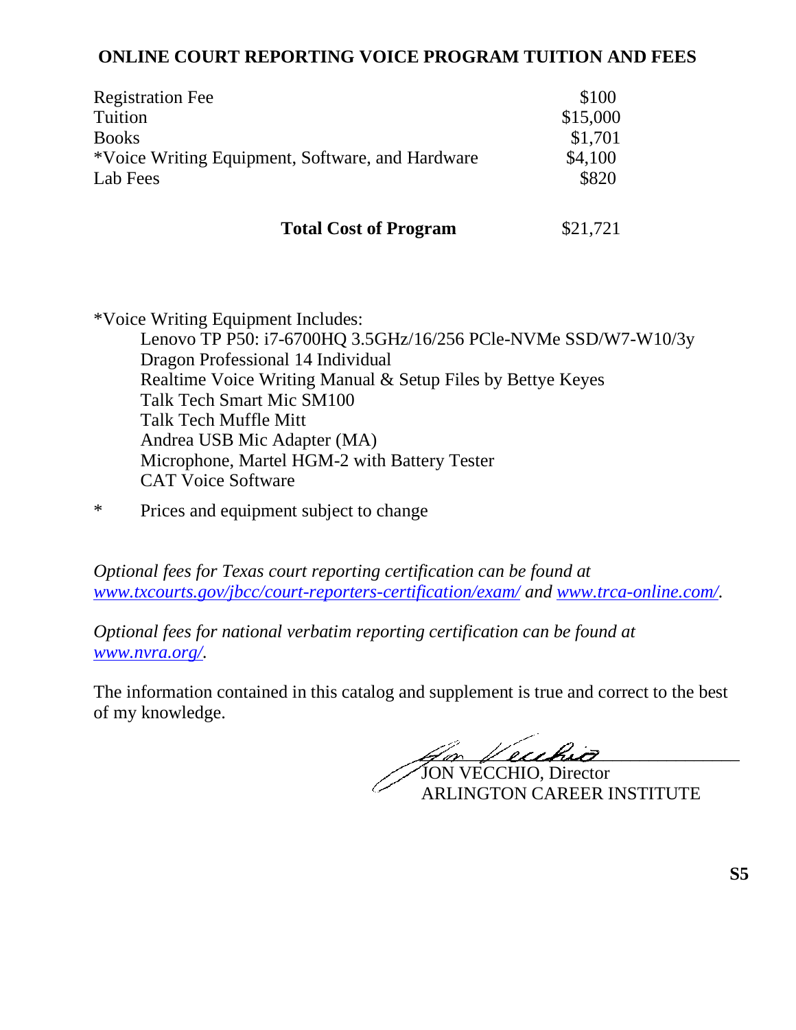## ONLINE COURT REPORTING VOICE PROGRAM TUITION AND FEES

| | |
|---|---|
| Registration Fee | $100 |
| Tuition | $15,000 |
| Books | $1,701 |
| *Voice Writing Equipment, Software, and Hardware | $4,100 |
| Lab Fees | $820 |
| **Total Cost of Program** | $21,721 |

*Voice Writing Equipment Includes:

- Lenovo TP P50: i7-6700HQ 3.5GHz/16/256 PCle-NVMe SSD/W7-W10/3y
- Dragon Professional 14 Individual
- Realtime Voice Writing Manual & Setup Files by Bettye Keyes
- Talk Tech Smart Mic SM100
- Talk Tech Muffle Mitt
- Andrea USB Mic Adapter (MA)
- Microphone, Martel HGM-2 with Battery Tester
- CAT Voice Software

\* Prices and equipment subject to change

*Optional fees for Texas court reporting certification can be found at [www.txcourts.gov/jbcc/court-reporters-certification/exam/](www.txcourts.gov/jbcc/court-reporters-certification/exam/) and [www.trca-online.com/](www.trca-online.com/).*

*Optional fees for national verbatim reporting certification can be found at [www.nvra.org/](www.nvra.org/).*

The information contained in this catalog and supplement is true and correct to the best of my knowledge.

JON VECCHIO, Director
ARLINGTON CAREER INSTITUTE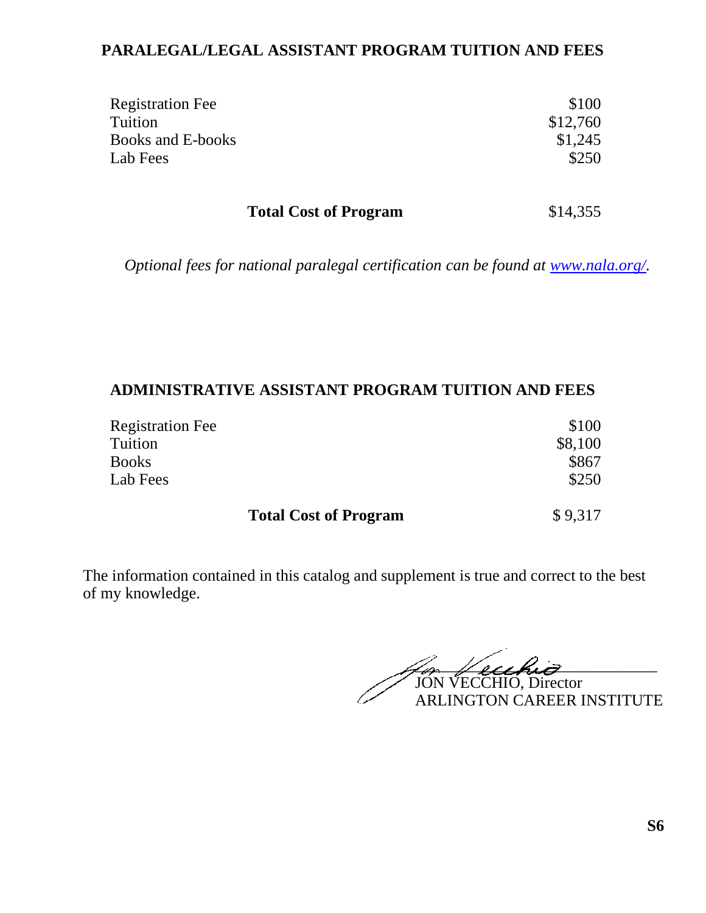## PARALEGAL/LEGAL ASSISTANT PROGRAM TUITION AND FEES

| | |
|---|---|
| Registration Fee | $100 |
| Tuition | $12,760 |
| Books and E-books | $1,245 |
| Lab Fees | $250 |
| **Total Cost of Program** | $14,355 |

*Optional fees for national paralegal certification can be found at [www.nala.org/](www.nala.org/).*

## ADMINISTRATIVE ASSISTANT PROGRAM TUITION AND FEES

| | |
|---|---|
| Registration Fee | $100 |
| Tuition | $8,100 |
| Books | $867 |
| Lab Fees | $250 |
| **Total Cost of Program** | $ 9,317 |

The information contained in this catalog and supplement is true and correct to the best of my knowledge.

JON VECCHIO, Director
ARLINGTON CAREER INSTITUTE

S6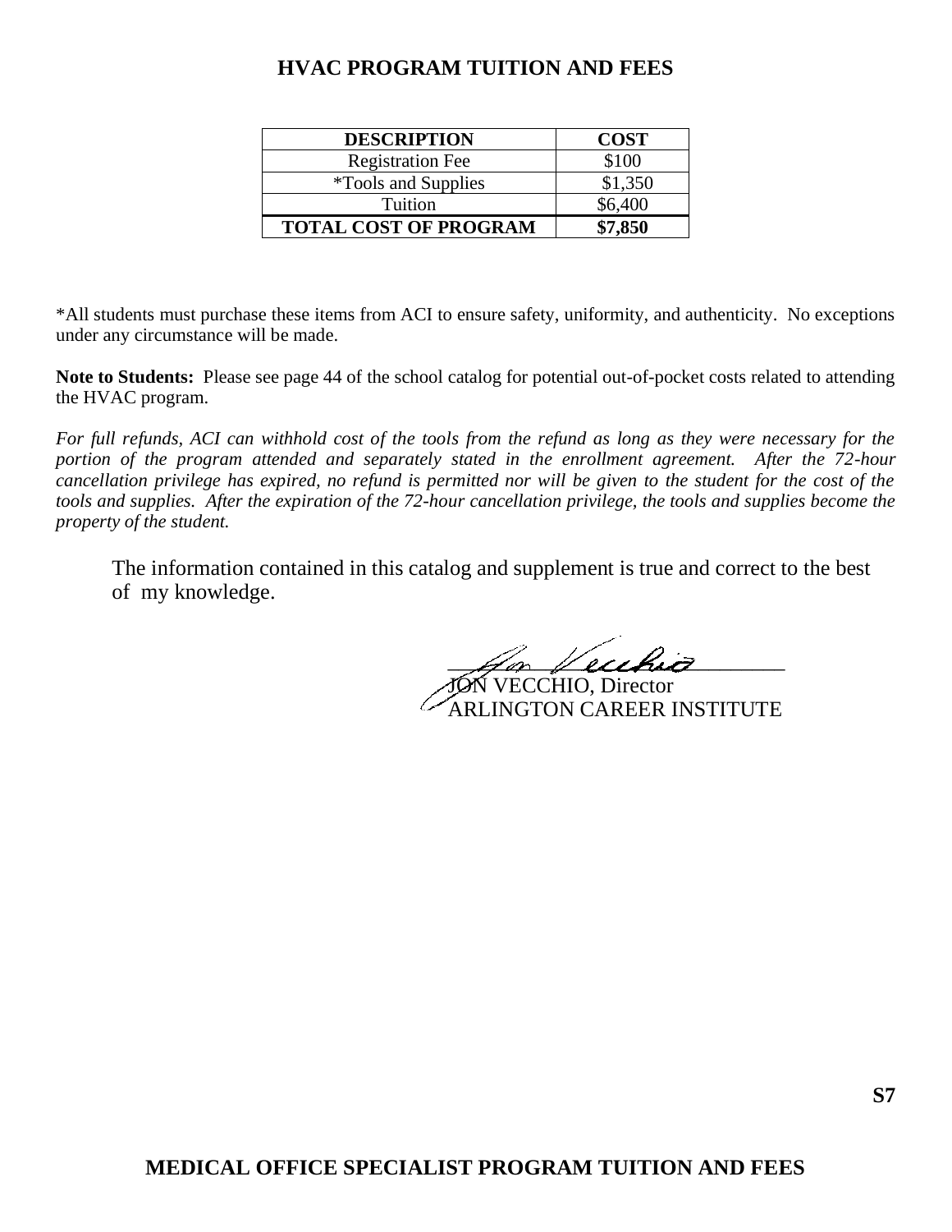## HVAC PROGRAM TUITION AND FEES

| DESCRIPTION | COST |
|---|---|
| Registration Fee | $100 |
| *Tools and Supplies | $1,350 |
| Tuition | $6,400 |
| **TOTAL COST OF PROGRAM** | **$7,850** |

*All students must purchase these items from ACI to ensure safety, uniformity, and authenticity. No exceptions under any circumstance will be made.

**Note to Students:** Please see page 44 of the school catalog for potential out-of-pocket costs related to attending the HVAC program.

*For full refunds, ACI can withhold cost of the tools from the refund as long as they were necessary for the portion of the program attended and separately stated in the enrollment agreement. After the 72-hour cancellation privilege has expired, no refund is permitted nor will be given to the student for the cost of the tools and supplies. After the expiration of the 72-hour cancellation privilege, the tools and supplies become the property of the student.*

The information contained in this catalog and supplement is true and correct to the best of my knowledge.

JON VECCHIO, Director
ARLINGTON CAREER INSTITUTE

S7

## MEDICAL OFFICE SPECIALIST PROGRAM TUITION AND FEES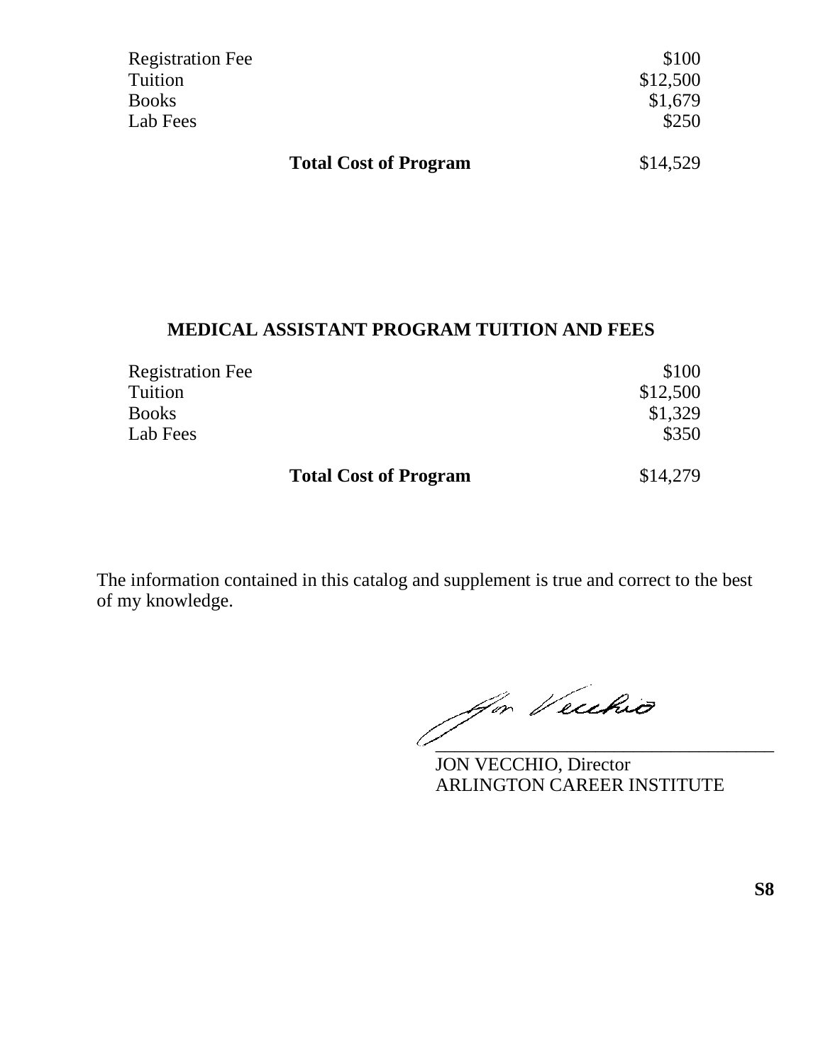| | |
|---|---|
| Registration Fee | $100 |
| Tuition | $12,500 |
| Books | $1,679 |
| Lab Fees | $250 |
| **Total Cost of Program** | $14,529 |

## MEDICAL ASSISTANT PROGRAM TUITION AND FEES

| | |
|---|---|
| Registration Fee | $100 |
| Tuition | $12,500 |
| Books | $1,329 |
| Lab Fees | $350 |
| **Total Cost of Program** | $14,279 |

The information contained in this catalog and supplement is true and correct to the best of my knowledge.

JON VECCHIO, Director
ARLINGTON CAREER INSTITUTE

**S8**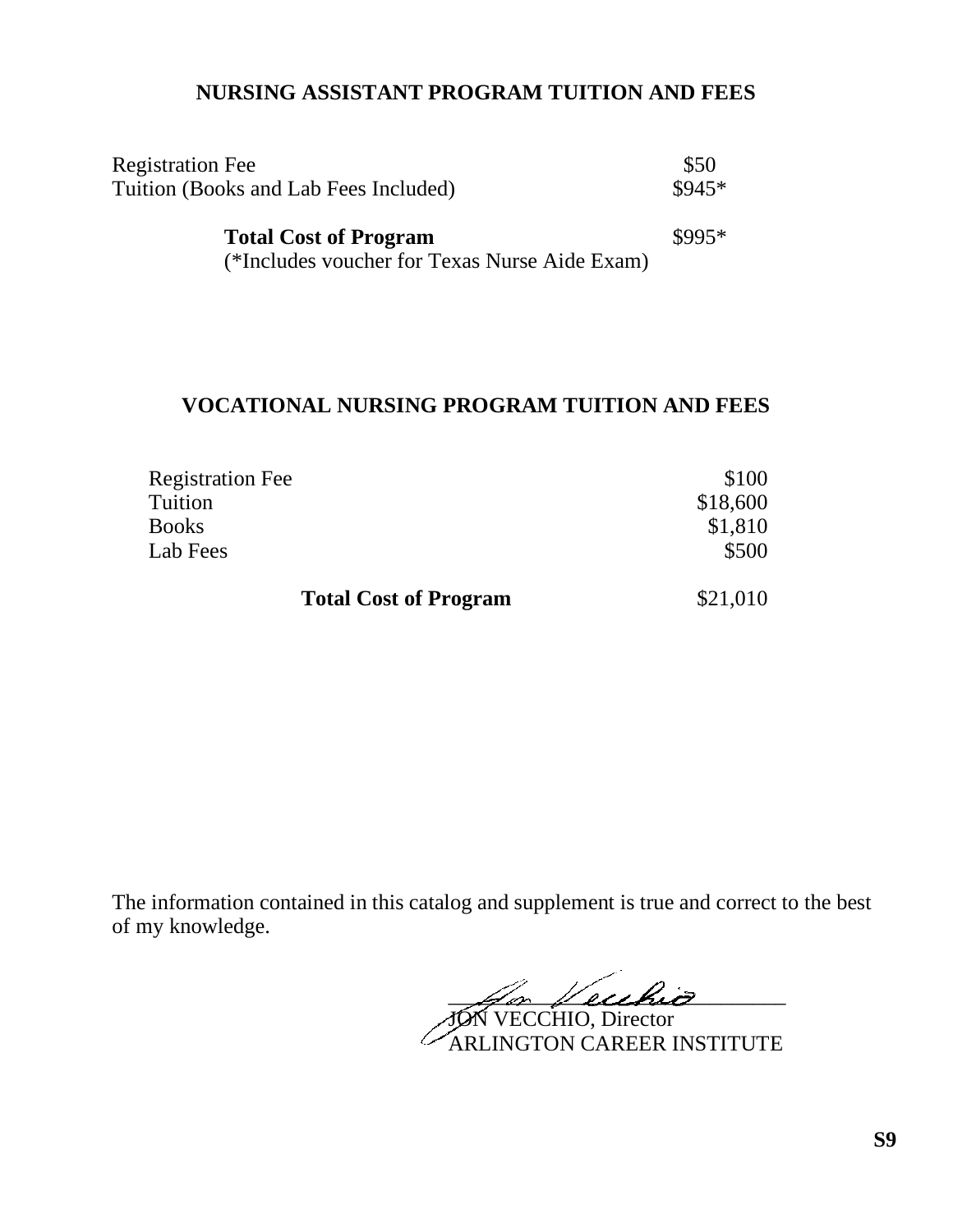## NURSING ASSISTANT PROGRAM TUITION AND FEES

| | |
|---|---|
| Registration Fee | $50 |
| Tuition (Books and Lab Fees Included) | $945* |
| **Total Cost of Program** | $995* |

(*Includes voucher for Texas Nurse Aide Exam)

## VOCATIONAL NURSING PROGRAM TUITION AND FEES

| | |
|---|---|
| Registration Fee | $100 |
| Tuition | $18,600 |
| Books | $1,810 |
| Lab Fees | $500 |
| **Total Cost of Program** | $21,010 |

The information contained in this catalog and supplement is true and correct to the best of my knowledge.

JON VECCHIO, Director
ARLINGTON CAREER INSTITUTE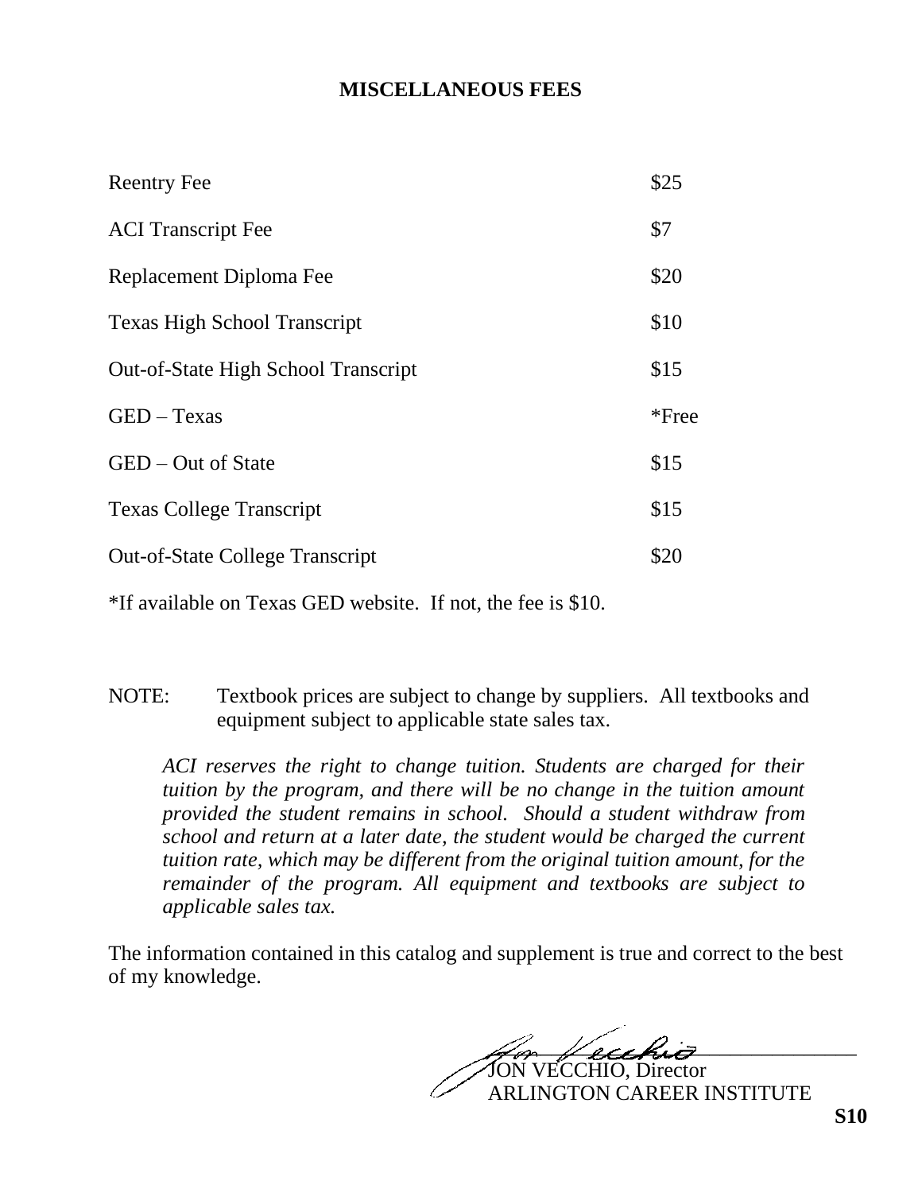## MISCELLANEOUS FEES

| Fee | Amount |
|---|---|
| Reentry Fee | $25 |
| ACI Transcript Fee | $7 |
| Replacement Diploma Fee | $20 |
| Texas High School Transcript | $10 |
| Out-of-State High School Transcript | $15 |
| GED – Texas | *Free |
| GED – Out of State | $15 |
| Texas College Transcript | $15 |
| Out-of-State College Transcript | $20 |

*If available on Texas GED website. If not, the fee is $10.

NOTE: Textbook prices are subject to change by suppliers. All textbooks and equipment subject to applicable state sales tax.

*ACI reserves the right to change tuition. Students are charged for their tuition by the program, and there will be no change in the tuition amount provided the student remains in school. Should a student withdraw from school and return at a later date, the student would be charged the current tuition rate, which may be different from the original tuition amount, for the remainder of the program. All equipment and textbooks are subject to applicable sales tax.*

The information contained in this catalog and supplement is true and correct to the best of my knowledge.

JON VECCHIO, Director
ARLINGTON CAREER INSTITUTE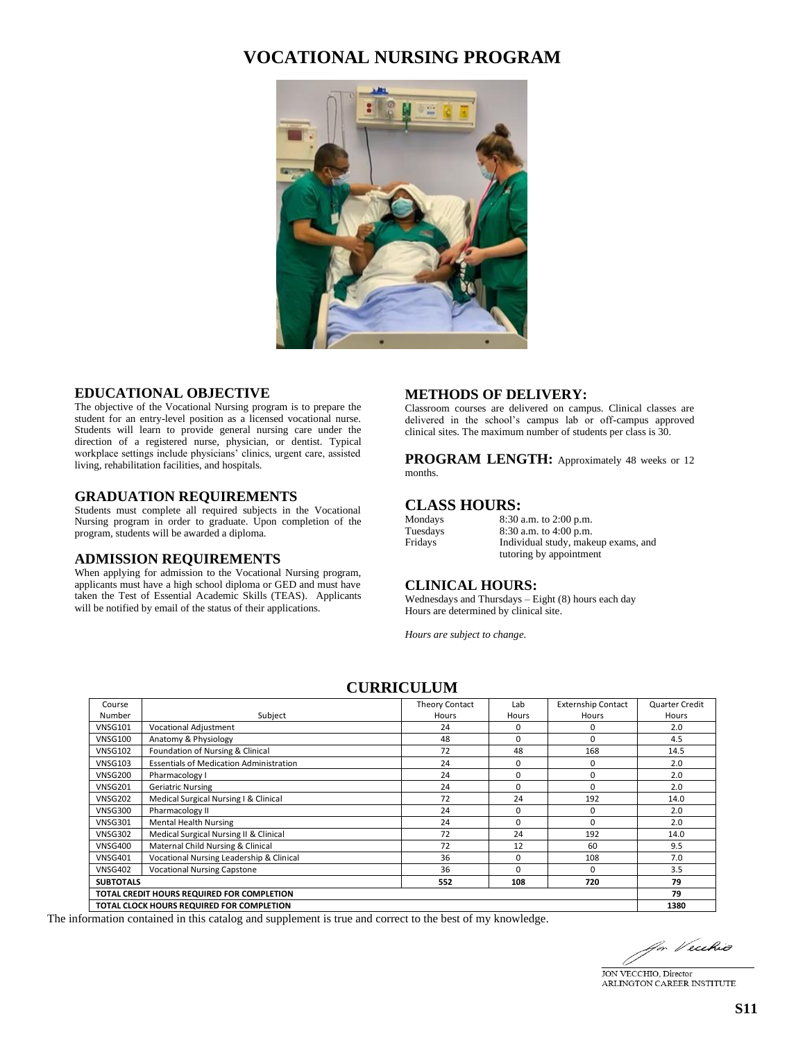# VOCATIONAL NURSING PROGRAM

## EDUCATIONAL OBJECTIVE

The objective of the Vocational Nursing program is to prepare the student for an entry-level position as a licensed vocational nurse. Students will learn to provide general nursing care under the direction of a registered nurse, physician, or dentist. Typical workplace settings include physicians' clinics, urgent care, assisted living, rehabilitation facilities, and hospitals.

## GRADUATION REQUIREMENTS

Students must complete all required subjects in the Vocational Nursing program in order to graduate. Upon completion of the program, students will be awarded a diploma.

## ADMISSION REQUIREMENTS

When applying for admission to the Vocational Nursing program, applicants must have a high school diploma or GED and must have taken the Test of Essential Academic Skills (TEAS). Applicants will be notified by email of the status of their applications.

## METHODS OF DELIVERY:

Classroom courses are delivered on campus. Clinical classes are delivered in the school's campus lab or off-campus approved clinical sites. The maximum number of students per class is 30.

**PROGRAM LENGTH:** Approximately 48 weeks or 12 months.

## CLASS HOURS:

| | |
|---|---|
| Mondays | 8:30 a.m. to 2:00 p.m. |
| Tuesdays | 8:30 a.m. to 4:00 p.m. |
| Fridays | Individual study, makeup exams, and tutoring by appointment |

## CLINICAL HOURS:

Wednesdays and Thursdays – Eight (8) hours each day
Hours are determined by clinical site.

*Hours are subject to change.*

## CURRICULUM

| Course Number | Subject | Theory Contact Hours | Lab Hours | Externship Contact Hours | Quarter Credit Hours |
|---|---|---|---|---|---|
| VNSG101 | Vocational Adjustment | 24 | 0 | 0 | 2.0 |
| VNSG100 | Anatomy & Physiology | 48 | 0 | 0 | 4.5 |
| VNSG102 | Foundation of Nursing & Clinical | 72 | 48 | 168 | 14.5 |
| VNSG103 | Essentials of Medication Administration | 24 | 0 | 0 | 2.0 |
| VNSG200 | Pharmacology I | 24 | 0 | 0 | 2.0 |
| VNSG201 | Geriatric Nursing | 24 | 0 | 0 | 2.0 |
| VNSG202 | Medical Surgical Nursing I & Clinical | 72 | 24 | 192 | 14.0 |
| VNSG300 | Pharmacology II | 24 | 0 | 0 | 2.0 |
| VNSG301 | Mental Health Nursing | 24 | 0 | 0 | 2.0 |
| VNSG302 | Medical Surgical Nursing II & Clinical | 72 | 24 | 192 | 14.0 |
| VNSG400 | Maternal Child Nursing & Clinical | 72 | 12 | 60 | 9.5 |
| VNSG401 | Vocational Nursing Leadership & Clinical | 36 | 0 | 108 | 7.0 |
| VNSG402 | Vocational Nursing Capstone | 36 | 0 | 0 | 3.5 |
| **SUBTOTALS** | | **552** | **108** | **720** | **79** |
| **TOTAL CREDIT HOURS REQUIRED FOR COMPLETION** | | | | | **79** |
| **TOTAL CLOCK HOURS REQUIRED FOR COMPLETION** | | | | | **1380** |

The information contained in this catalog and supplement is true and correct to the best of my knowledge.

JON VECCHIO, Director
ARLINGTON CAREER INSTITUTE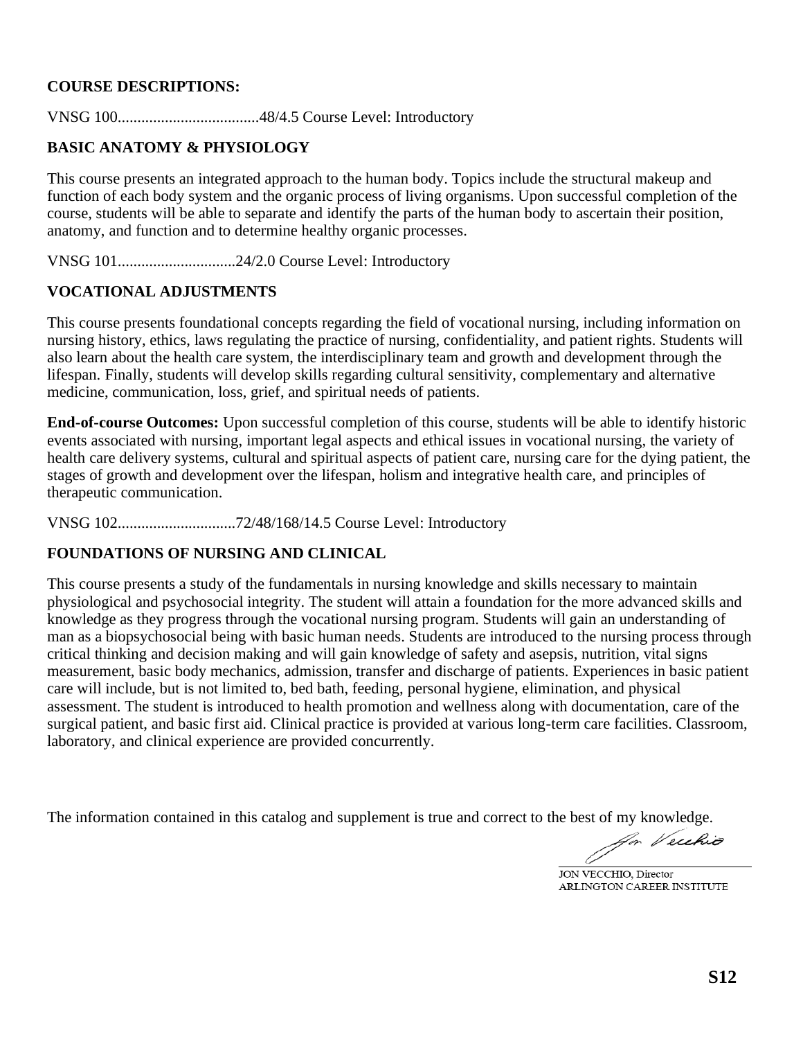**COURSE DESCRIPTIONS:**

VNSG 100....................................48/4.5 Course Level: Introductory

**BASIC ANATOMY & PHYSIOLOGY**

This course presents an integrated approach to the human body. Topics include the structural makeup and function of each body system and the organic process of living organisms. Upon successful completion of the course, students will be able to separate and identify the parts of the human body to ascertain their position, anatomy, and function and to determine healthy organic processes.

VNSG 101..............................24/2.0 Course Level: Introductory

**VOCATIONAL ADJUSTMENTS**

This course presents foundational concepts regarding the field of vocational nursing, including information on nursing history, ethics, laws regulating the practice of nursing, confidentiality, and patient rights. Students will also learn about the health care system, the interdisciplinary team and growth and development through the lifespan. Finally, students will develop skills regarding cultural sensitivity, complementary and alternative medicine, communication, loss, grief, and spiritual needs of patients.

**End-of-course Outcomes:** Upon successful completion of this course, students will be able to identify historic events associated with nursing, important legal aspects and ethical issues in vocational nursing, the variety of health care delivery systems, cultural and spiritual aspects of patient care, nursing care for the dying patient, the stages of growth and development over the lifespan, holism and integrative health care, and principles of therapeutic communication.

VNSG 102..............................72/48/168/14.5 Course Level: Introductory

**FOUNDATIONS OF NURSING AND CLINICAL**

This course presents a study of the fundamentals in nursing knowledge and skills necessary to maintain physiological and psychosocial integrity. The student will attain a foundation for the more advanced skills and knowledge as they progress through the vocational nursing program. Students will gain an understanding of man as a biopsychosocial being with basic human needs. Students are introduced to the nursing process through critical thinking and decision making and will gain knowledge of safety and asepsis, nutrition, vital signs measurement, basic body mechanics, admission, transfer and discharge of patients. Experiences in basic patient care will include, but is not limited to, bed bath, feeding, personal hygiene, elimination, and physical assessment. The student is introduced to health promotion and wellness along with documentation, care of the surgical patient, and basic first aid. Clinical practice is provided at various long-term care facilities. Classroom, laboratory, and clinical experience are provided concurrently.

The information contained in this catalog and supplement is true and correct to the best of my knowledge.

Jon Vecchio

JON VECCHIO, Director
ARLINGTON CAREER INSTITUTE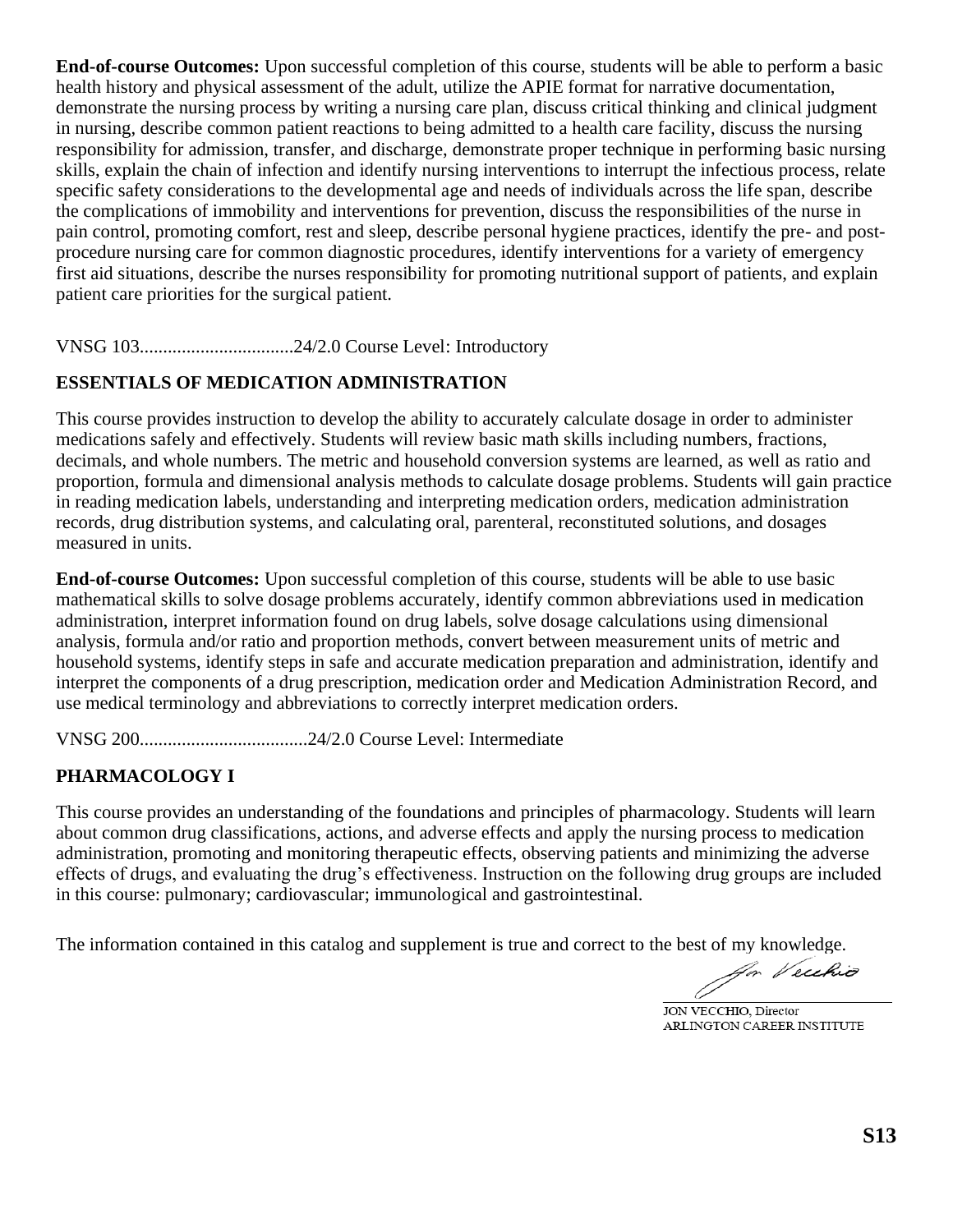**End-of-course Outcomes:** Upon successful completion of this course, students will be able to perform a basic health history and physical assessment of the adult, utilize the APIE format for narrative documentation, demonstrate the nursing process by writing a nursing care plan, discuss critical thinking and clinical judgment in nursing, describe common patient reactions to being admitted to a health care facility, discuss the nursing responsibility for admission, transfer, and discharge, demonstrate proper technique in performing basic nursing skills, explain the chain of infection and identify nursing interventions to interrupt the infectious process, relate specific safety considerations to the developmental age and needs of individuals across the life span, describe the complications of immobility and interventions for prevention, discuss the responsibilities of the nurse in pain control, promoting comfort, rest and sleep, describe personal hygiene practices, identify the pre- and post-procedure nursing care for common diagnostic procedures, identify interventions for a variety of emergency first aid situations, describe the nurses responsibility for promoting nutritional support of patients, and explain patient care priorities for the surgical patient.

VNSG 103.................................24/2.0 Course Level: Introductory

**ESSENTIALS OF MEDICATION ADMINISTRATION**

This course provides instruction to develop the ability to accurately calculate dosage in order to administer medications safely and effectively. Students will review basic math skills including numbers, fractions, decimals, and whole numbers. The metric and household conversion systems are learned, as well as ratio and proportion, formula and dimensional analysis methods to calculate dosage problems. Students will gain practice in reading medication labels, understanding and interpreting medication orders, medication administration records, drug distribution systems, and calculating oral, parenteral, reconstituted solutions, and dosages measured in units.

**End-of-course Outcomes:** Upon successful completion of this course, students will be able to use basic mathematical skills to solve dosage problems accurately, identify common abbreviations used in medication administration, interpret information found on drug labels, solve dosage calculations using dimensional analysis, formula and/or ratio and proportion methods, convert between measurement units of metric and household systems, identify steps in safe and accurate medication preparation and administration, identify and interpret the components of a drug prescription, medication order and Medication Administration Record, and use medical terminology and abbreviations to correctly interpret medication orders.

VNSG 200....................................24/2.0 Course Level: Intermediate

**PHARMACOLOGY I**

This course provides an understanding of the foundations and principles of pharmacology. Students will learn about common drug classifications, actions, and adverse effects and apply the nursing process to medication administration, promoting and monitoring therapeutic effects, observing patients and minimizing the adverse effects of drugs, and evaluating the drug's effectiveness. Instruction on the following drug groups are included in this course: pulmonary; cardiovascular; immunological and gastrointestinal.

The information contained in this catalog and supplement is true and correct to the best of my knowledge.

Jon Vecchio

JON VECCHIO, Director
ARLINGTON CAREER INSTITUTE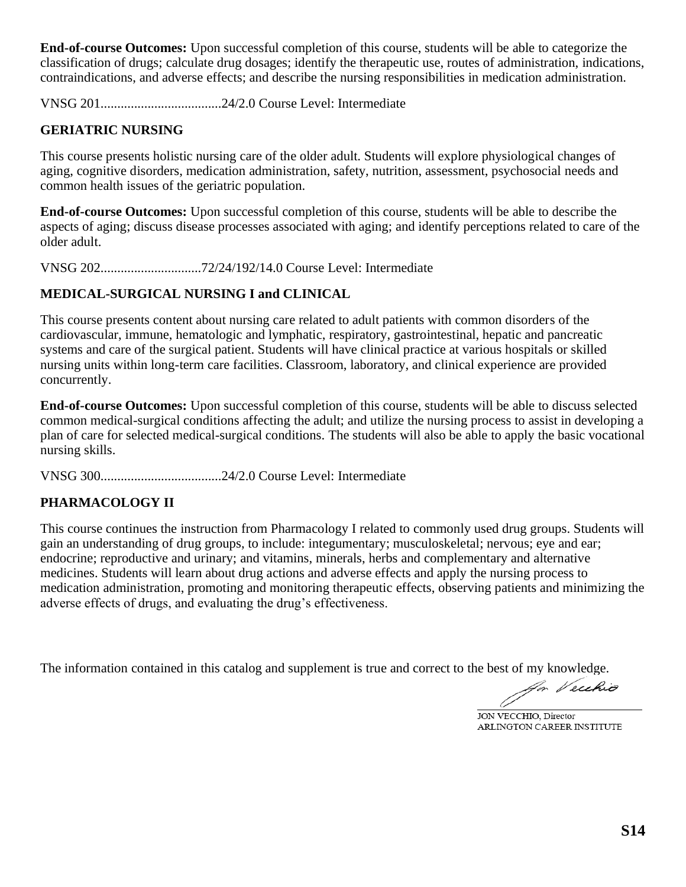**End-of-course Outcomes:** Upon successful completion of this course, students will be able to categorize the classification of drugs; calculate drug dosages; identify the therapeutic use, routes of administration, indications, contraindications, and adverse effects; and describe the nursing responsibilities in medication administration.

VNSG 201....................................24/2.0 Course Level: Intermediate

**GERIATRIC NURSING**

This course presents holistic nursing care of the older adult. Students will explore physiological changes of aging, cognitive disorders, medication administration, safety, nutrition, assessment, psychosocial needs and common health issues of the geriatric population.

**End-of-course Outcomes:** Upon successful completion of this course, students will be able to describe the aspects of aging; discuss disease processes associated with aging; and identify perceptions related to care of the older adult.

VNSG 202..............................72/24/192/14.0 Course Level: Intermediate

**MEDICAL-SURGICAL NURSING I and CLINICAL**

This course presents content about nursing care related to adult patients with common disorders of the cardiovascular, immune, hematologic and lymphatic, respiratory, gastrointestinal, hepatic and pancreatic systems and care of the surgical patient. Students will have clinical practice at various hospitals or skilled nursing units within long-term care facilities. Classroom, laboratory, and clinical experience are provided concurrently.

**End-of-course Outcomes:** Upon successful completion of this course, students will be able to discuss selected common medical-surgical conditions affecting the adult; and utilize the nursing process to assist in developing a plan of care for selected medical-surgical conditions. The students will also be able to apply the basic vocational nursing skills.

VNSG 300....................................24/2.0 Course Level: Intermediate

**PHARMACOLOGY II**

This course continues the instruction from Pharmacology I related to commonly used drug groups. Students will gain an understanding of drug groups, to include: integumentary; musculoskeletal; nervous; eye and ear; endocrine; reproductive and urinary; and vitamins, minerals, herbs and complementary and alternative medicines. Students will learn about drug actions and adverse effects and apply the nursing process to medication administration, promoting and monitoring therapeutic effects, observing patients and minimizing the adverse effects of drugs, and evaluating the drug's effectiveness.

The information contained in this catalog and supplement is true and correct to the best of my knowledge.

Jon Vecchio

JON VECCHIO, Director
ARLINGTON CAREER INSTITUTE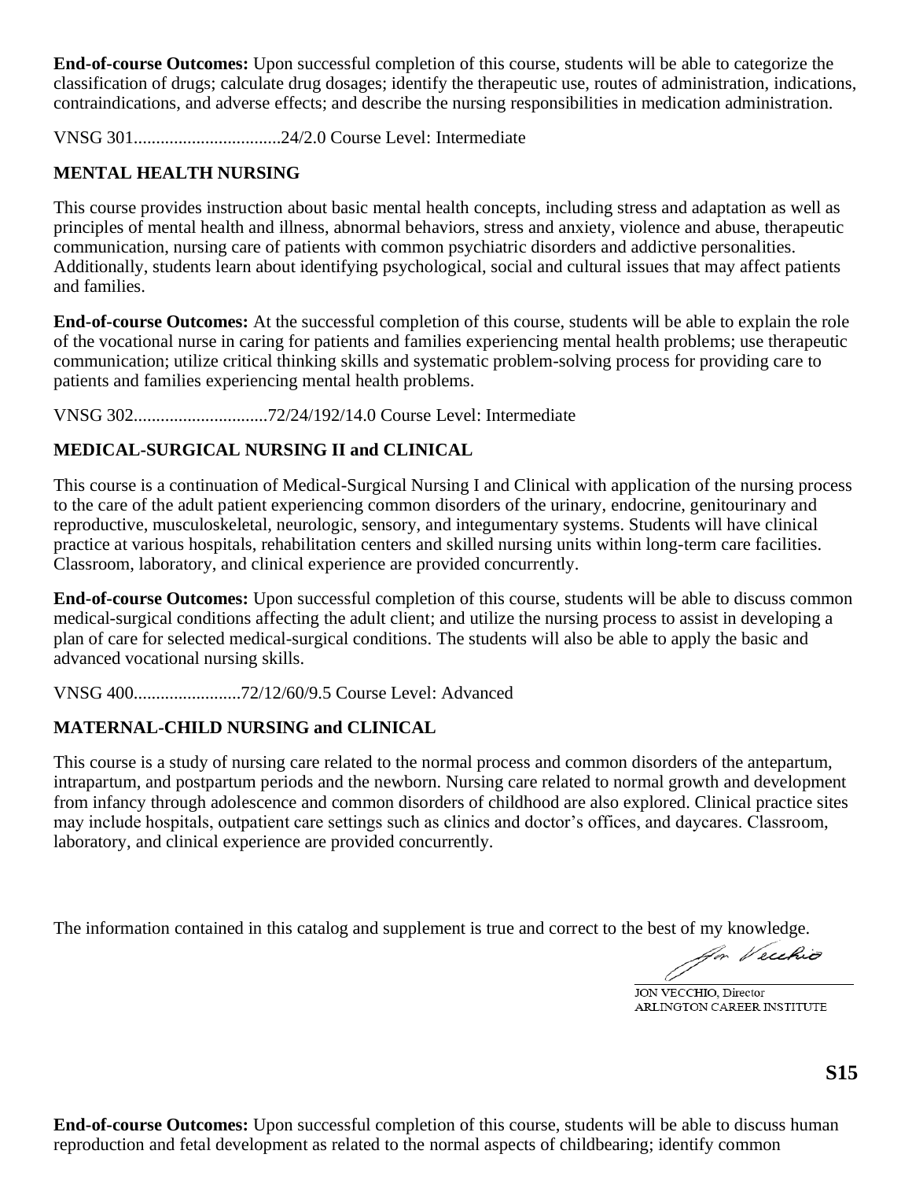**End-of-course Outcomes:** Upon successful completion of this course, students will be able to categorize the classification of drugs; calculate drug dosages; identify the therapeutic use, routes of administration, indications, contraindications, and adverse effects; and describe the nursing responsibilities in medication administration.

VNSG 301.................................24/2.0 Course Level: Intermediate

**MENTAL HEALTH NURSING**

This course provides instruction about basic mental health concepts, including stress and adaptation as well as principles of mental health and illness, abnormal behaviors, stress and anxiety, violence and abuse, therapeutic communication, nursing care of patients with common psychiatric disorders and addictive personalities. Additionally, students learn about identifying psychological, social and cultural issues that may affect patients and families.

**End-of-course Outcomes:** At the successful completion of this course, students will be able to explain the role of the vocational nurse in caring for patients and families experiencing mental health problems; use therapeutic communication; utilize critical thinking skills and systematic problem-solving process for providing care to patients and families experiencing mental health problems.

VNSG 302..............................72/24/192/14.0 Course Level: Intermediate

**MEDICAL-SURGICAL NURSING II and CLINICAL**

This course is a continuation of Medical-Surgical Nursing I and Clinical with application of the nursing process to the care of the adult patient experiencing common disorders of the urinary, endocrine, genitourinary and reproductive, musculoskeletal, neurologic, sensory, and integumentary systems. Students will have clinical practice at various hospitals, rehabilitation centers and skilled nursing units within long-term care facilities. Classroom, laboratory, and clinical experience are provided concurrently.

**End-of-course Outcomes:** Upon successful completion of this course, students will be able to discuss common medical-surgical conditions affecting the adult client; and utilize the nursing process to assist in developing a plan of care for selected medical-surgical conditions. The students will also be able to apply the basic and advanced vocational nursing skills.

VNSG 400........................72/12/60/9.5 Course Level: Advanced

**MATERNAL-CHILD NURSING and CLINICAL**

This course is a study of nursing care related to the normal process and common disorders of the antepartum, intrapartum, and postpartum periods and the newborn. Nursing care related to normal growth and development from infancy through adolescence and common disorders of childhood are also explored. Clinical practice sites may include hospitals, outpatient care settings such as clinics and doctor's offices, and daycares. Classroom, laboratory, and clinical experience are provided concurrently.

The information contained in this catalog and supplement is true and correct to the best of my knowledge.

JON VECCHIO, Director
ARLINGTON CAREER INSTITUTE

**End-of-course Outcomes:** Upon successful completion of this course, students will be able to discuss human reproduction and fetal development as related to the normal aspects of childbearing; identify common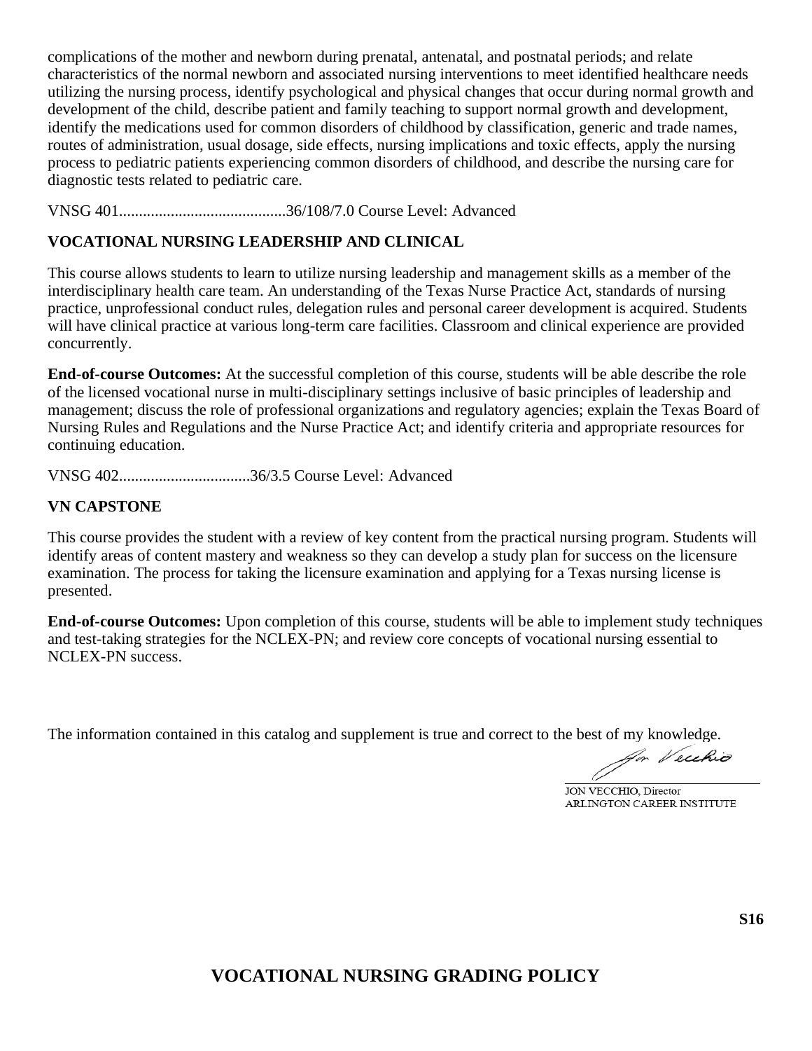complications of the mother and newborn during prenatal, antenatal, and postnatal periods; and relate characteristics of the normal newborn and associated nursing interventions to meet identified healthcare needs utilizing the nursing process, identify psychological and physical changes that occur during normal growth and development of the child, describe patient and family teaching to support normal growth and development, identify the medications used for common disorders of childhood by classification, generic and trade names, routes of administration, usual dosage, side effects, nursing implications and toxic effects, apply the nursing process to pediatric patients experiencing common disorders of childhood, and describe the nursing care for diagnostic tests related to pediatric care.

VNSG 401.........................................36/108/7.0 Course Level: Advanced

**VOCATIONAL NURSING LEADERSHIP AND CLINICAL**

This course allows students to learn to utilize nursing leadership and management skills as a member of the interdisciplinary health care team. An understanding of the Texas Nurse Practice Act, standards of nursing practice, unprofessional conduct rules, delegation rules and personal career development is acquired. Students will have clinical practice at various long-term care facilities. Classroom and clinical experience are provided concurrently.

**End-of-course Outcomes:** At the successful completion of this course, students will be able describe the role of the licensed vocational nurse in multi-disciplinary settings inclusive of basic principles of leadership and management; discuss the role of professional organizations and regulatory agencies; explain the Texas Board of Nursing Rules and Regulations and the Nurse Practice Act; and identify criteria and appropriate resources for continuing education.

VNSG 402................................36/3.5 Course Level: Advanced

**VN CAPSTONE**

This course provides the student with a review of key content from the practical nursing program. Students will identify areas of content mastery and weakness so they can develop a study plan for success on the licensure examination. The process for taking the licensure examination and applying for a Texas nursing license is presented.

**End-of-course Outcomes:** Upon completion of this course, students will be able to implement study techniques and test-taking strategies for the NCLEX-PN; and review core concepts of vocational nursing essential to NCLEX-PN success.

The information contained in this catalog and supplement is true and correct to the best of my knowledge.

JON VECCHIO, Director
ARLINGTON CAREER INSTITUTE

S16

## VOCATIONAL NURSING GRADING POLICY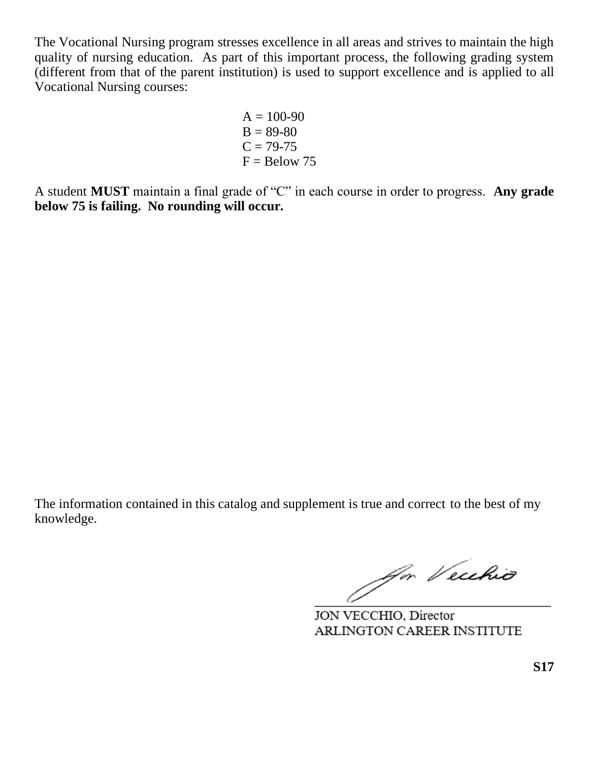The Vocational Nursing program stresses excellence in all areas and strives to maintain the high quality of nursing education. As part of this important process, the following grading system (different from that of the parent institution) is used to support excellence and is applied to all Vocational Nursing courses:

A = 100-90
B = 89-80
C = 79-75
F = Below 75

A student **MUST** maintain a final grade of "C" in each course in order to progress. **Any grade below 75 is failing. No rounding will occur.**

The information contained in this catalog and supplement is true and correct to the best of my knowledge.

JON VECCHIO, Director
ARLINGTON CAREER INSTITUTE

S17